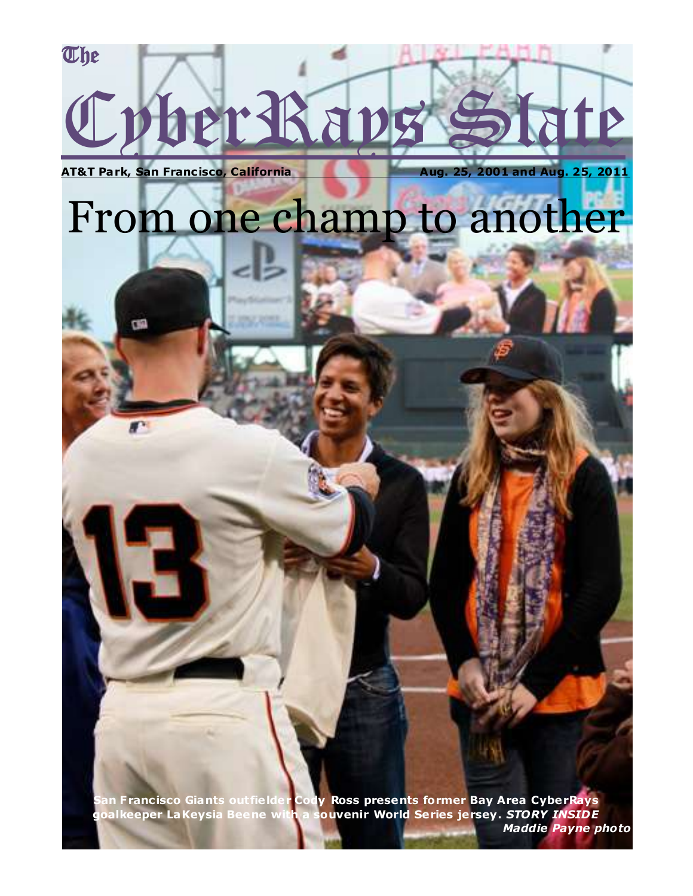The

# CyberRays Slate

**AT&T Park, San Francisco, California** **Aug. 25, 2001 and Aug. 25, 2011**

# From one champ to another

**San Francisco Giants outfielder Cody Ross presents former Bay Area CyberRays goalkeeper LaKeysia Beene with a souvenir World Series jersey.** ***STORY INSIDE***

***Maddie Payne photo***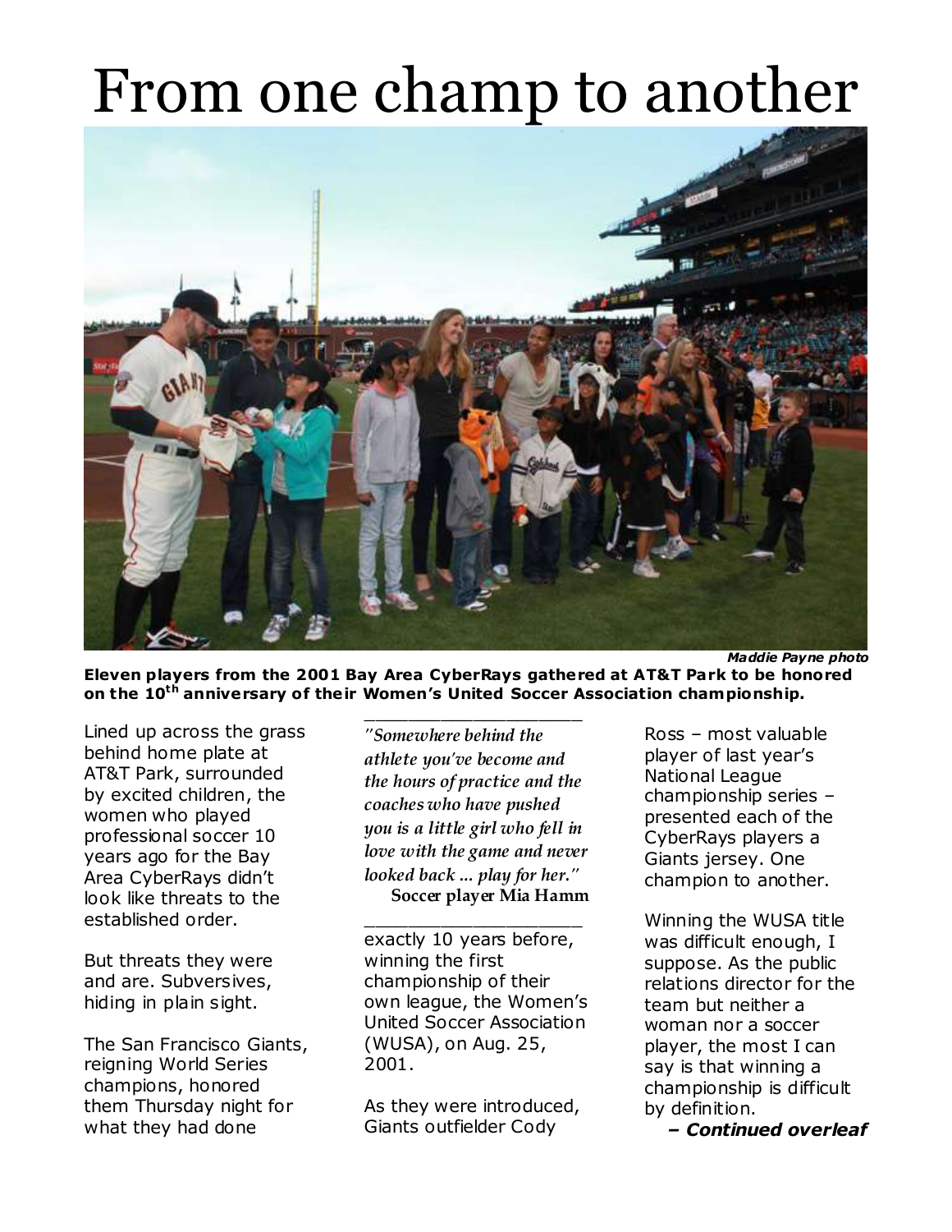# From one champ to another

*Maddie Payne photo*

**Eleven players from the 2001 Bay Area CyberRays gathered at AT&T Park to be honored on the 10th anniversary of their Women's United Soccer Association championship.**

Lined up across the grass behind home plate at AT&T Park, surrounded by excited children, the women who played professional soccer 10 years ago for the Bay Area CyberRays didn't look like threats to the established order.

But threats they were and are. Subversives, hiding in plain sight.

The San Francisco Giants, reigning World Series champions, honored them Thursday night for what they had done exactly 10 years before, winning the first championship of their own league, the Women's United Soccer Association (WUSA), on Aug. 25, 2001.

> *"Somewhere behind the athlete you've become and the hours of practice and the coaches who have pushed you is a little girl who fell in love with the game and never looked back ... play for her."*
>
> **Soccer player Mia Hamm**

As they were introduced, Giants outfielder Cody Ross – most valuable player of last year's National League championship series – presented each of the CyberRays players a Giants jersey. One champion to another.

Winning the WUSA title was difficult enough, I suppose. As the public relations director for the team but neither a woman nor a soccer player, the most I can say is that winning a championship is difficult by definition.

***– Continued overleaf***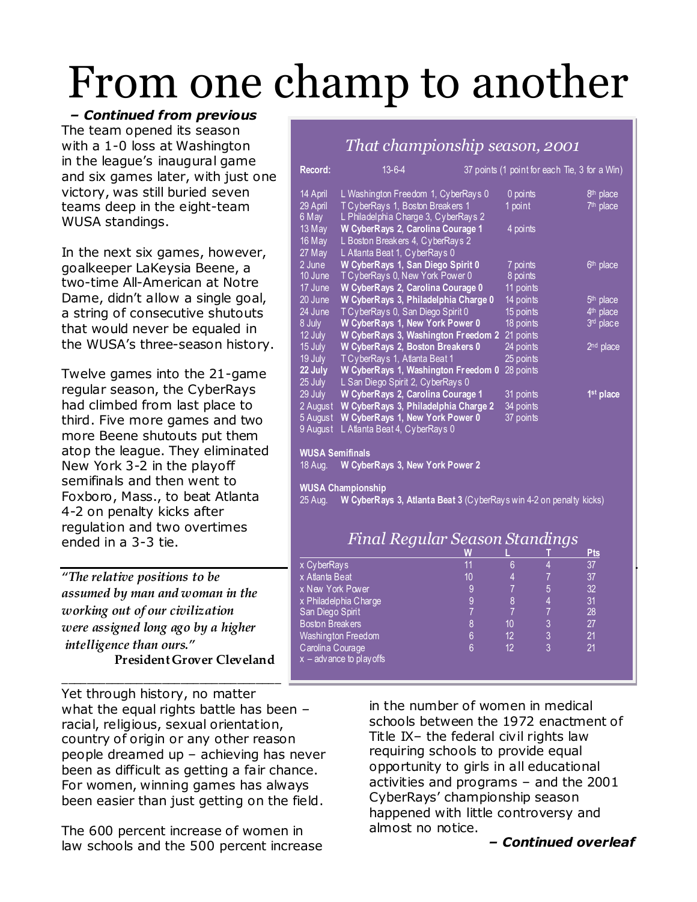# From one champ to another

***– Continued from previous***

The team opened its season with a 1-0 loss at Washington in the league's inaugural game and six games later, with just one victory, was still buried seven teams deep in the eight-team WUSA standings.

In the next six games, however, goalkeeper LaKeysia Beene, a two-time All-American at Notre Dame, didn't allow a single goal, a string of consecutive shutouts that would never be equaled in the WUSA's three-season history.

Twelve games into the 21-game regular season, the CyberRays had climbed from last place to third. Five more games and two more Beene shutouts put them atop the league. They eliminated New York 3-2 in the playoff semifinals and then went to Foxboro, Mass., to beat Atlanta 4-2 on penalty kicks after regulation and two overtimes ended in a 3-3 tie.

*"The relative positions to be assumed by man and woman in the working out of our civilization were assigned long ago by a higher intelligence than ours."*
**President Grover Cleveland**

### *That championship season, 2001*

**Record:** 13-6-4 — 37 points (1 point for each Tie, 3 for a Win)

| Date | Result | Points | Place |
|---|---|---|---|
| 14 April | L Washington Freedom 1, CyberRays 0 | 0 points | 8th place |
| 29 April | T CyberRays 1, Boston Breakers 1 | 1 point | 7th place |
| 6 May | L Philadelphia Charge 3, CyberRays 2 | | |
| 13 May | **W CyberRays 2, Carolina Courage 1** | 4 points | |
| 16 May | L Boston Breakers 4, CyberRays 2 | | |
| 27 May | L Atlanta Beat 1, CyberRays 0 | | |
| 2 June | **W CyberRays 1, San Diego Spirit 0** | 7 points | 6th place |
| 10 June | T CyberRays 0, New York Power 0 | 8 points | |
| 17 June | **W CyberRays 2, Carolina Courage 0** | 11 points | |
| 20 June | **W CyberRays 3, Philadelphia Charge 0** | 14 points | 5th place |
| 24 June | T CyberRays 0, San Diego Spirit 0 | 15 points | 4th place |
| 8 July | **W CyberRays 1, New York Power 0** | 18 points | 3rd place |
| 12 July | **W CyberRays 3, Washington Freedom 2** | 21 points | |
| 15 July | **W CyberRays 2, Boston Breakers 0** | 24 points | 2nd place |
| 19 July | T CyberRays 1, Atlanta Beat 1 | 25 points | |
| **22 July** | **W CyberRays 1, Washington Freedom 0** | 28 points | |
| 25 July | L San Diego Spirit 2, CyberRays 0 | | |
| 29 July | **W CyberRays 2, Carolina Courage 1** | 31 points | **1st place** |
| 2 August | **W CyberRays 3, Philadelphia Charge 2** | 34 points | |
| 5 August | **W CyberRays 1, New York Power 0** | 37 points | |
| 9 August | L Atlanta Beat 4, CyberRays 0 | | |

**WUSA Semifinals**
18 Aug. **W CyberRays 3, New York Power 2**

**WUSA Championship**
25 Aug. **W CyberRays 3, Atlanta Beat 3** (CyberRays win 4-2 on penalty kicks)

### *Final Regular Season Standings*

| | W | L | T | Pts |
|---|---|---|---|---|
| x CyberRays | 11 | 6 | 4 | 37 |
| x Atlanta Beat | 10 | 4 | 7 | 37 |
| x New York Power | 9 | 7 | 5 | 32 |
| x Philadelphia Charge | 9 | 8 | 4 | 31 |
| San Diego Spirit | 7 | 7 | 7 | 28 |
| Boston Breakers | 8 | 10 | 3 | 27 |
| Washington Freedom | 6 | 12 | 3 | 21 |
| Carolina Courage | 6 | 12 | 3 | 21 |

x – advance to playoffs

Yet through history, no matter what the equal rights battle has been – racial, religious, sexual orientation, country of origin or any other reason people dreamed up – achieving has never been as difficult as getting a fair chance. For women, winning games has always been easier than just getting on the field.

The 600 percent increase of women in law schools and the 500 percent increase in the number of women in medical schools between the 1972 enactment of Title IX– the federal civil rights law requiring schools to provide equal opportunity to girls in all educational activities and programs – and the 2001 CyberRays' championship season happened with little controversy and almost no notice.

***– Continued overleaf***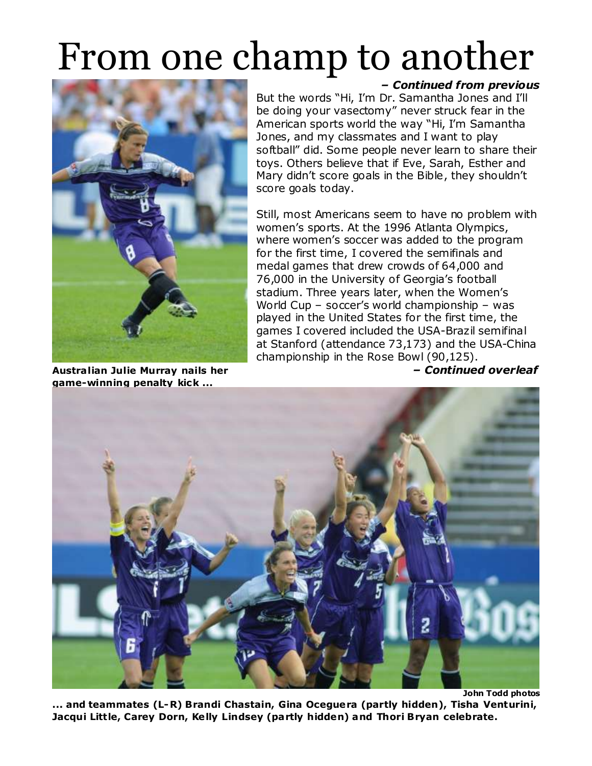# From one champ to another

***– Continued from previous***

But the words "Hi, I'm Dr. Samantha Jones and I'll be doing your vasectomy" never struck fear in the American sports world the way "Hi, I'm Samantha Jones, and my classmates and I want to play softball" did. Some people never learn to share their toys. Others believe that if Eve, Sarah, Esther and Mary didn't score goals in the Bible, they shouldn't score goals today.

Still, most Americans seem to have no problem with women's sports. At the 1996 Atlanta Olympics, where women's soccer was added to the program for the first time, I covered the semifinals and medal games that drew crowds of 64,000 and 76,000 in the University of Georgia's football stadium. Three years later, when the Women's World Cup – soccer's world championship – was played in the United States for the first time, the games I covered included the USA-Brazil semifinal at Stanford (attendance 73,173) and the USA-China championship in the Rose Bowl (90,125).

***– Continued overleaf***

**Australian Julie Murray nails her game-winning penalty kick ...**

**John Todd photos**

**... and teammates (L-R) Brandi Chastain, Gina Oceguera (partly hidden), Tisha Venturini, Jacqui Little, Carey Dorn, Kelly Lindsey (partly hidden) and Thori Bryan celebrate.**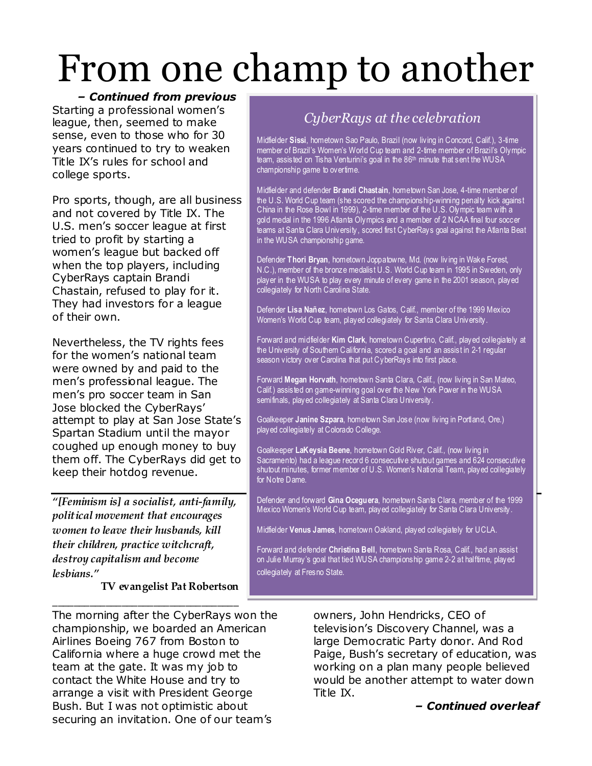# From one champ to another

***– Continued from previous***

Starting a professional women's league, then, seemed to make sense, even to those who for 30 years continued to try to weaken Title IX's rules for school and college sports.

Pro sports, though, are all business and not covered by Title IX. The U.S. men's soccer league at first tried to profit by starting a women's league but backed off when the top players, including CyberRays captain Brandi Chastain, refused to play for it. They had investors for a league of their own.

Nevertheless, the TV rights fees for the women's national team were owned by and paid to the men's professional league. The men's pro soccer team in San Jose blocked the CyberRays' attempt to play at San Jose State's Spartan Stadium until the mayor coughed up enough money to buy them off. The CyberRays did get to keep their hotdog revenue.

## *CyberRays at the celebration*

Midfielder **Sissi**, hometown Sao Paulo, Brazil (now living in Concord, Calif.), 3-time member of Brazil's Women's World Cup team and 2-time member of Brazil's Olympic team, assisted on Tisha Venturini's goal in the 86th minute that sent the WUSA championship game to overtime.

Midfielder and defender **Brandi Chastain**, hometown San Jose, 4-time member of the U.S. World Cup team (she scored the championship-winning penalty kick against China in the Rose Bowl in 1999), 2-time member of the U.S. Olympic team with a gold medal in the 1996 Atlanta Olympics and a member of 2 NCAA final four soccer teams at Santa Clara University, scored first CyberRays goal against the Atlanta Beat in the WUSA championship game.

Defender **Thori Bryan**, hometown Joppatowne, Md. (now living in Wake Forest, N.C.), member of the bronze medalist U.S. World Cup team in 1995 in Sweden, only player in the WUSA to play every minute of every game in the 2001 season, played collegiately for North Carolina State.

Defender **Lisa Nañez**, hometown Los Gatos, Calif., member of the 1999 Mexico Women's World Cup team, played collegiately for Santa Clara University.

Forward and midfielder **Kim Clark**, hometown Cupertino, Calif., played collegiately at the University of Southern California, scored a goal and an assist in 2-1 regular season victory over Carolina that put CyberRays into first place.

Forward **Megan Horvath**, hometown Santa Clara, Calif., (now living in San Mateo, Calif.) assisted on game-winning goal over the New York Power in the WUSA semifinals, played collegiately at Santa Clara University.

Goalkeeper **Janine Szpara**, hometown San Jose (now living in Portland, Ore.) played collegiately at Colorado College.

Goalkeeper **LaKeysia Beene**, hometown Gold River, Calif., (now living in Sacramento) had a league record 6 consecutive shutout games and 624 consecutive shutout minutes, former member of U.S. Women's National Team, played collegiately for Notre Dame.

Defender and forward **Gina Oceguera**, hometown Santa Clara, member of the 1999 Mexico Women's World Cup team, played collegiately for Santa Clara University.

Midfielder **Venus James**, hometown Oakland, played collegiately for UCLA.

Forward and defender **Christina Bell**, hometown Santa Rosa, Calif., had an assist on Julie Murray's goal that tied WUSA championship game 2-2 at halftime, played collegiately at Fresno State.

---

*"[Feminism is] a socialist, anti-family, political movement that encourages women to leave their husbands, kill their children, practice witchcraft, destroy capitalism and become lesbians."*

**TV evangelist Pat Robertson**

---

The morning after the CyberRays won the championship, we boarded an American Airlines Boeing 767 from Boston to California where a huge crowd met the team at the gate. It was my job to contact the White House and try to arrange a visit with President George Bush. But I was not optimistic about securing an invitation. One of our team's owners, John Hendricks, CEO of television's Discovery Channel, was a large Democratic Party donor. And Rod Paige, Bush's secretary of education, was working on a plan many people believed would be another attempt to water down Title IX.

***– Continued overleaf***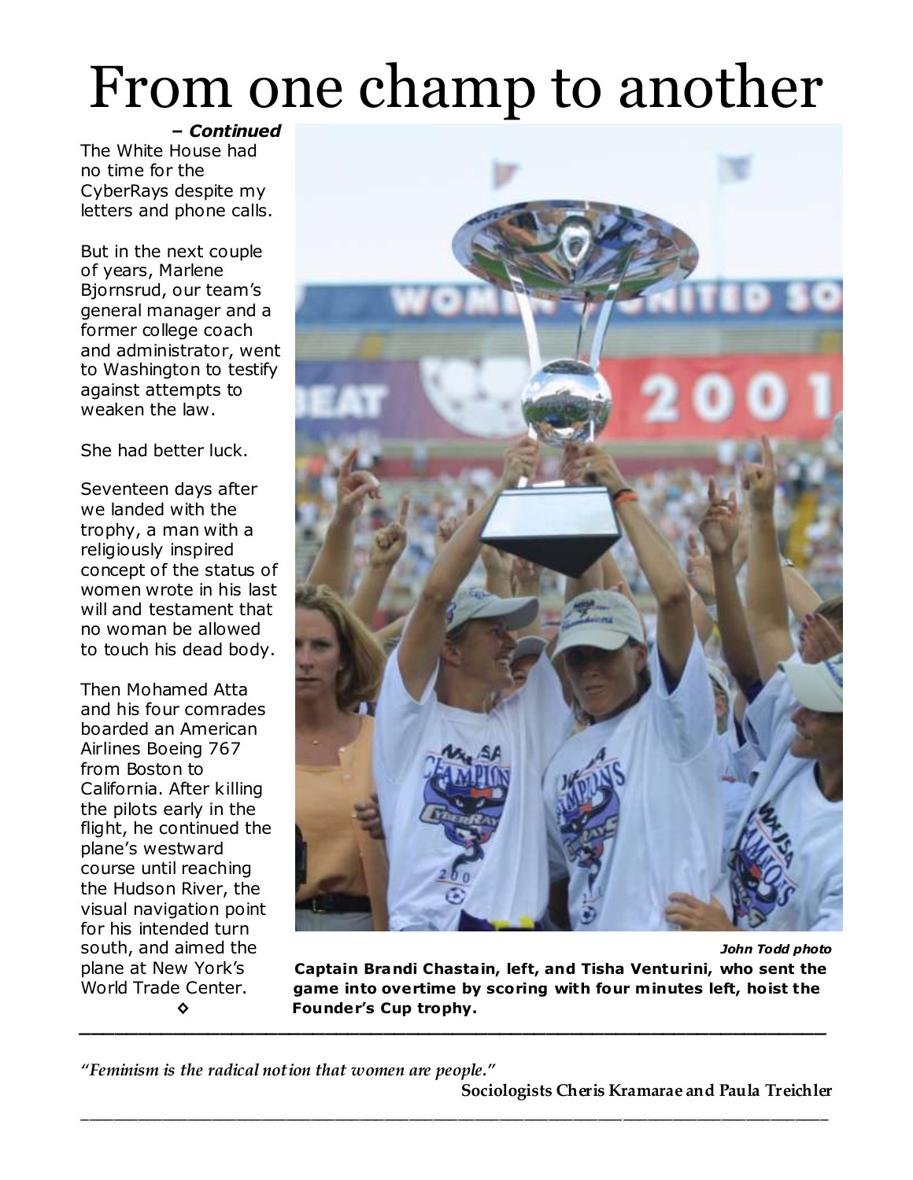# From one champ to another

***– Continued***

The White House had no time for the CyberRays despite my letters and phone calls.

But in the next couple of years, Marlene Bjornsrud, our team's general manager and a former college coach and administrator, went to Washington to testify against attempts to weaken the law.

She had better luck.

Seventeen days after we landed with the trophy, a man with a religiously inspired concept of the status of women wrote in his last will and testament that no woman be allowed to touch his dead body.

Then Mohamed Atta and his four comrades boarded an American Airlines Boeing 767 from Boston to California. After killing the pilots early in the flight, he continued the plane's westward course until reaching the Hudson River, the visual navigation point for his intended turn south, and aimed the plane at New York's World Trade Center.

◇

***John Todd photo***

**Captain Brandi Chastain, left, and Tisha Venturini, who sent the game into overtime by scoring with four minutes left, hoist the Founder's Cup trophy.**

---

*"Feminism is the radical notion that women are people."*

**Sociologists Cheris Kramarae and Paula Treichler**

---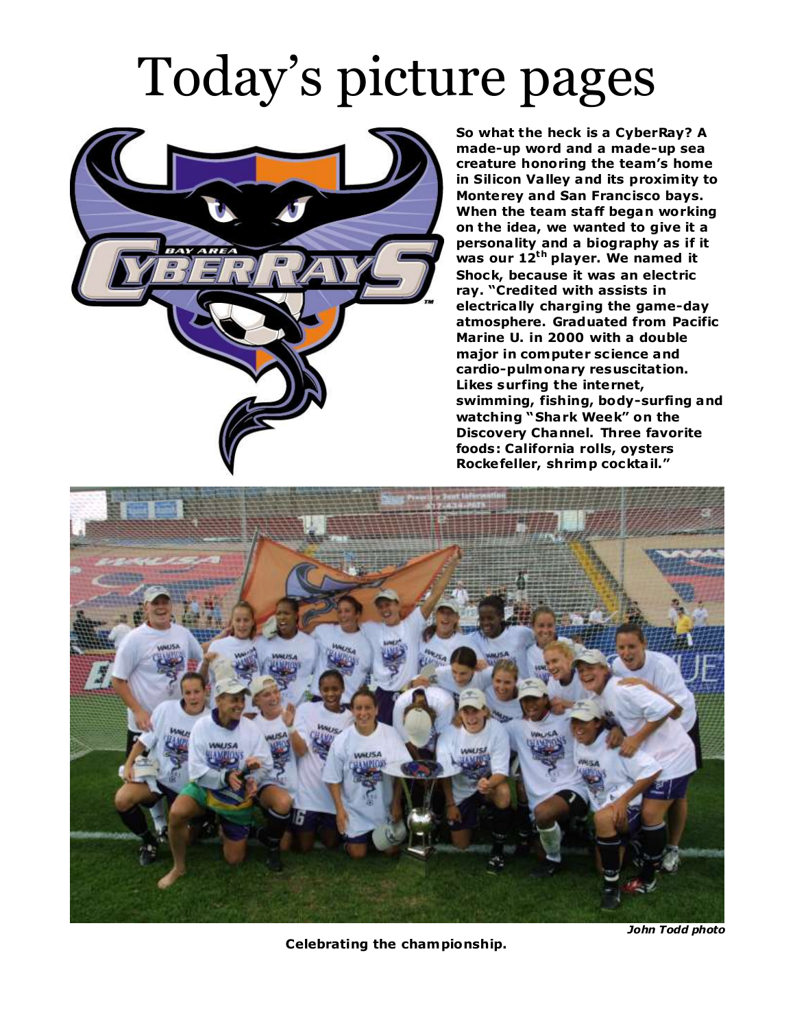# Today's picture pages

**So what the heck is a CyberRay? A made-up word and a made-up sea creature honoring the team's home in Silicon Valley and its proximity to Monterey and San Francisco bays. When the team staff began working on the idea, we wanted to give it a personality and a biography as if it was our 12th player. We named it Shock, because it was an electric ray. "Credited with assists in electrically charging the game-day atmosphere. Graduated from Pacific Marine U. in 2000 with a double major in computer science and cardio-pulmonary resuscitation. Likes surfing the internet, swimming, fishing, body-surfing and watching "Shark Week" on the Discovery Channel. Three favorite foods: California rolls, oysters Rockefeller, shrimp cocktail."**

***John Todd photo***

**Celebrating the championship.**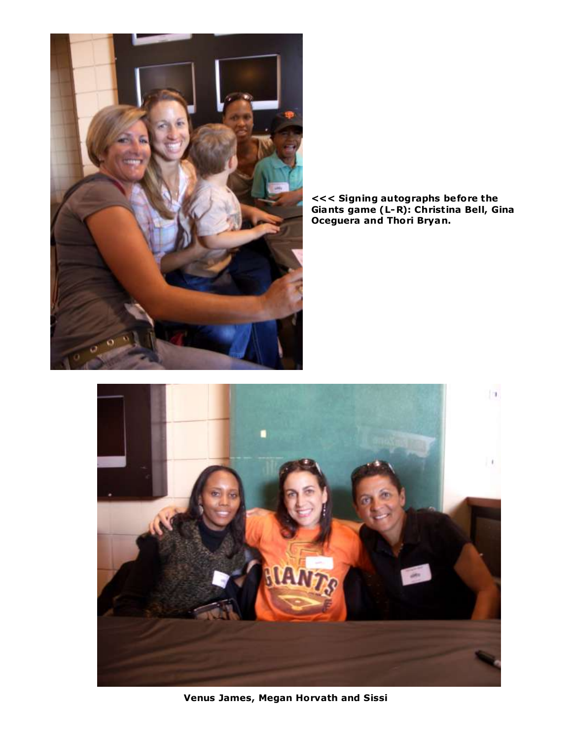<<< Signing autographs before the Giants game (L-R): Christina Bell, Gina Oceguera and Thori Bryan.

Venus James, Megan Horvath and Sissi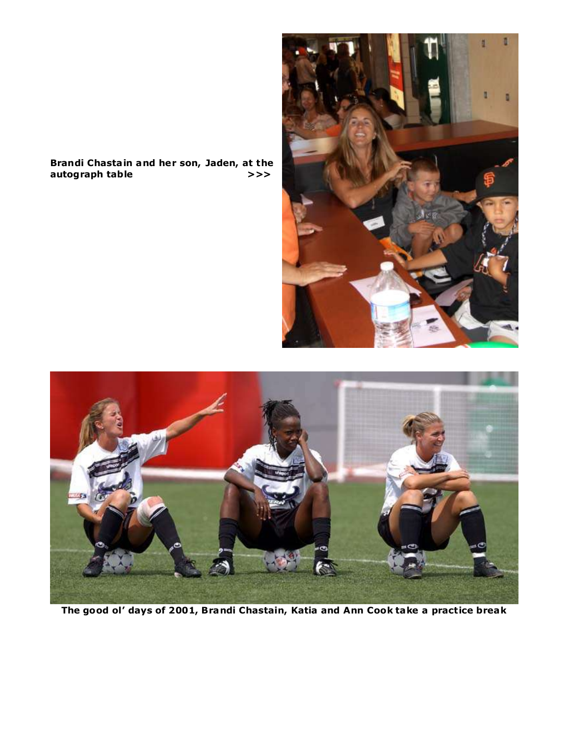**Brandi Chastain and her son, Jaden, at the autograph table >>>**

**The good ol' days of 2001, Brandi Chastain, Katia and Ann Cook take a practice break**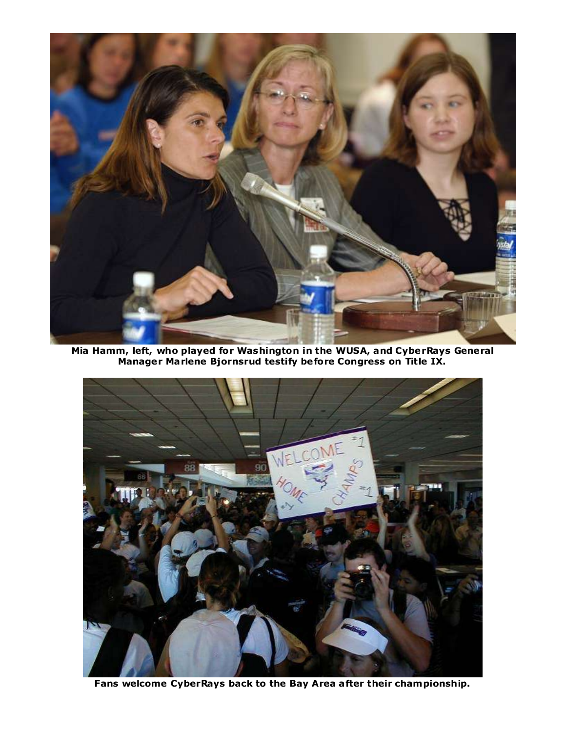Mia Hamm, left, who played for Washington in the WUSA, and CyberRays General Manager Marlene Bjornsrud testify before Congress on Title IX.

Fans welcome CyberRays back to the Bay Area after their championship.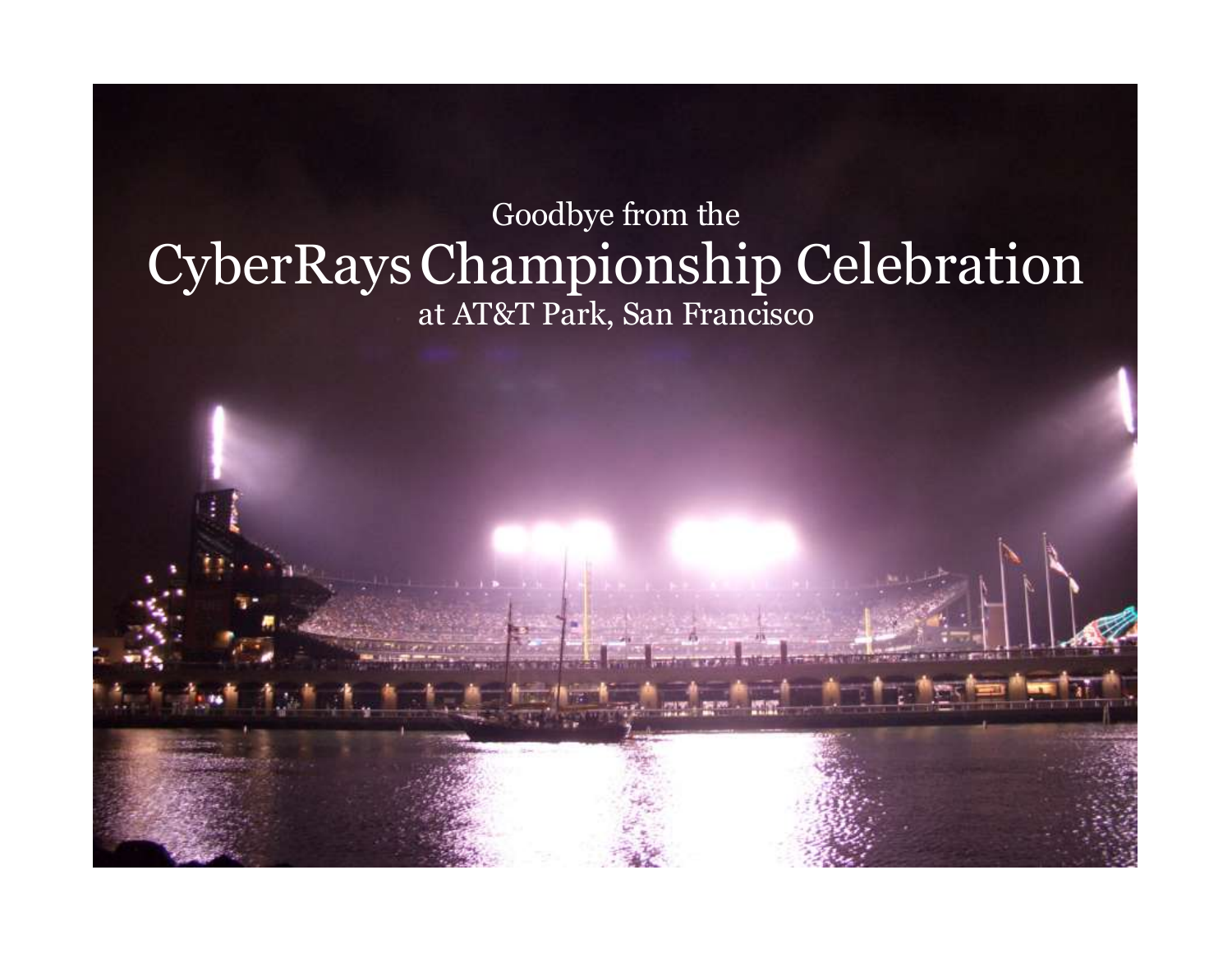Goodbye from the

# CyberRays Championship Celebration

at AT&T Park, San Francisco